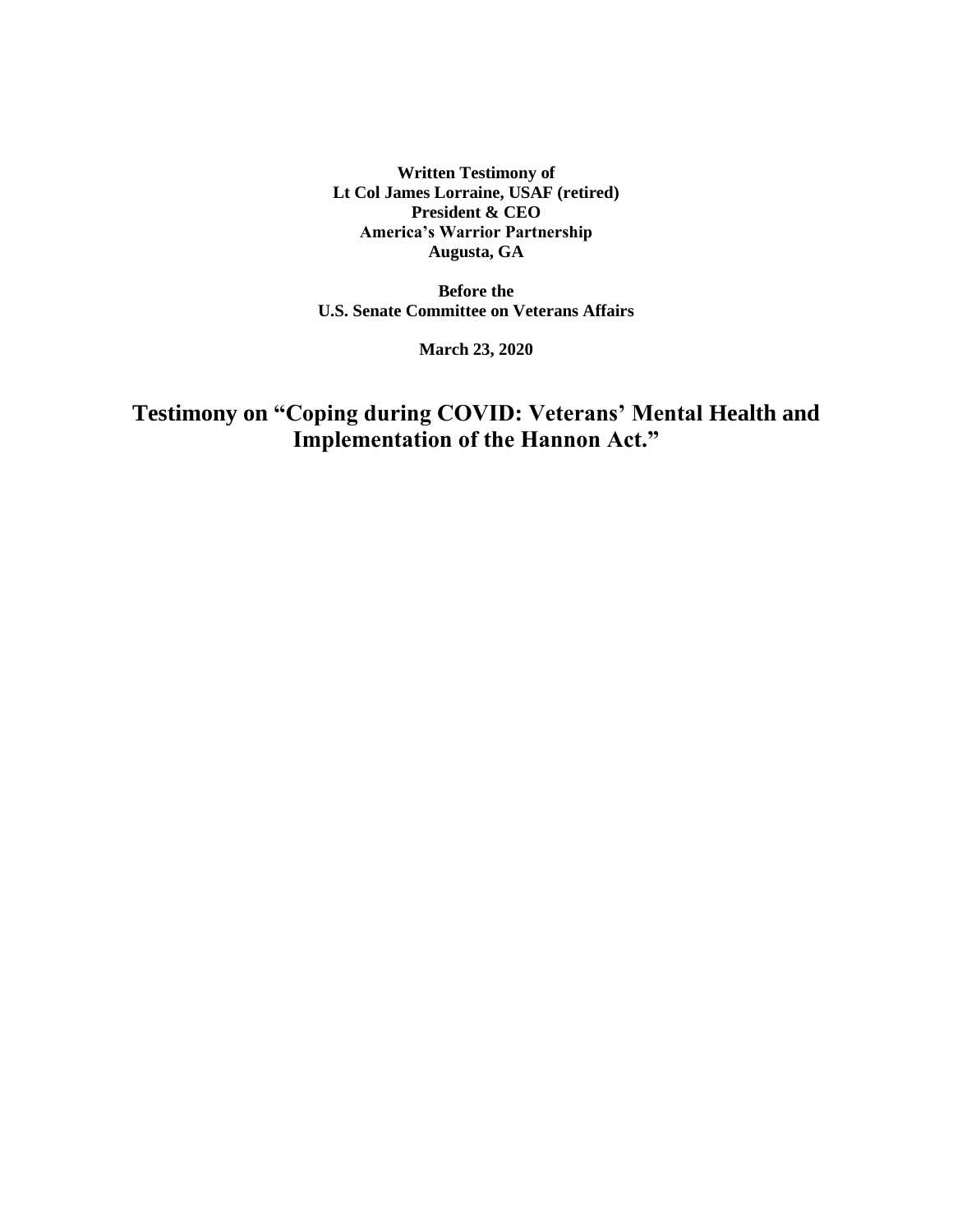**Written Testimony of**
**Lt Col James Lorraine, USAF (retired)**
**President & CEO**
**America's Warrior Partnership**
**Augusta, GA**

**Before the**
**U.S. Senate Committee on Veterans Affairs**

**March 23, 2020**

# Testimony on "Coping during COVID: Veterans' Mental Health and Implementation of the Hannon Act."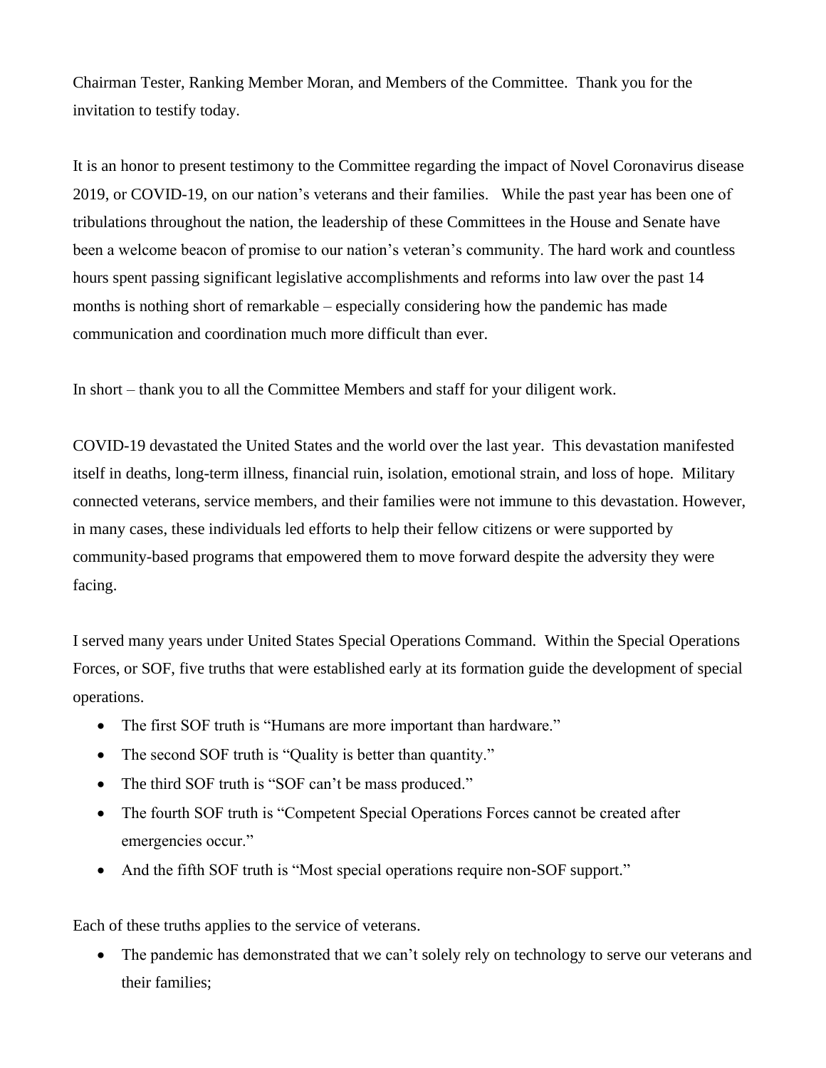Chairman Tester, Ranking Member Moran, and Members of the Committee. Thank you for the invitation to testify today.

It is an honor to present testimony to the Committee regarding the impact of Novel Coronavirus disease 2019, or COVID-19, on our nation's veterans and their families. While the past year has been one of tribulations throughout the nation, the leadership of these Committees in the House and Senate have been a welcome beacon of promise to our nation's veteran's community. The hard work and countless hours spent passing significant legislative accomplishments and reforms into law over the past 14 months is nothing short of remarkable – especially considering how the pandemic has made communication and coordination much more difficult than ever.

In short – thank you to all the Committee Members and staff for your diligent work.

COVID-19 devastated the United States and the world over the last year. This devastation manifested itself in deaths, long-term illness, financial ruin, isolation, emotional strain, and loss of hope. Military connected veterans, service members, and their families were not immune to this devastation. However, in many cases, these individuals led efforts to help their fellow citizens or were supported by community-based programs that empowered them to move forward despite the adversity they were facing.

I served many years under United States Special Operations Command. Within the Special Operations Forces, or SOF, five truths that were established early at its formation guide the development of special operations.

- The first SOF truth is "Humans are more important than hardware."
- The second SOF truth is "Quality is better than quantity."
- The third SOF truth is "SOF can't be mass produced."
- The fourth SOF truth is "Competent Special Operations Forces cannot be created after emergencies occur."
- And the fifth SOF truth is "Most special operations require non-SOF support."

Each of these truths applies to the service of veterans.

- The pandemic has demonstrated that we can't solely rely on technology to serve our veterans and their families;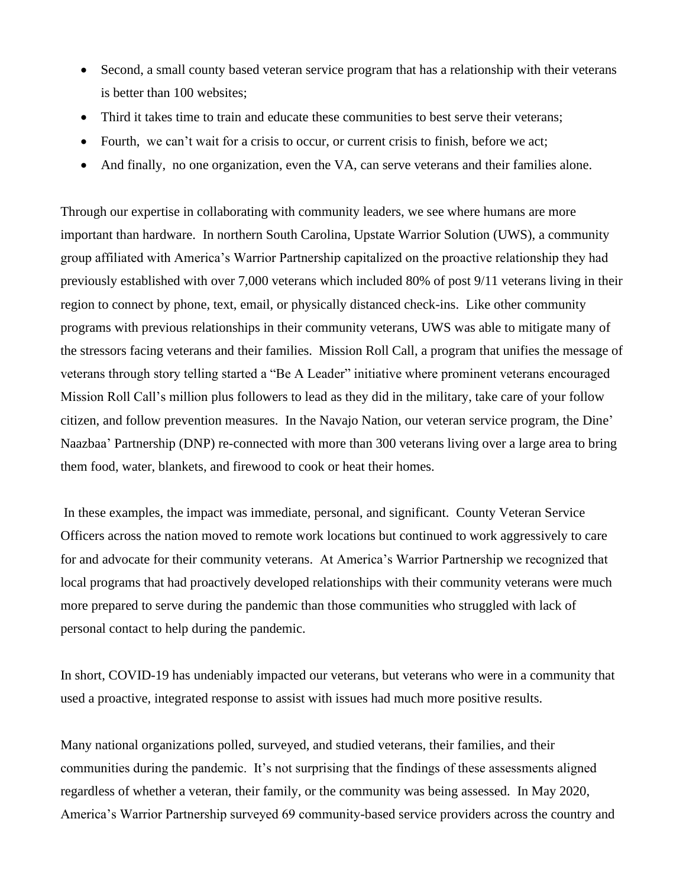- Second, a small county based veteran service program that has a relationship with their veterans is better than 100 websites;
- Third it takes time to train and educate these communities to best serve their veterans;
- Fourth, we can't wait for a crisis to occur, or current crisis to finish, before we act;
- And finally, no one organization, even the VA, can serve veterans and their families alone.

Through our expertise in collaborating with community leaders, we see where humans are more important than hardware. In northern South Carolina, Upstate Warrior Solution (UWS), a community group affiliated with America's Warrior Partnership capitalized on the proactive relationship they had previously established with over 7,000 veterans which included 80% of post 9/11 veterans living in their region to connect by phone, text, email, or physically distanced check-ins. Like other community programs with previous relationships in their community veterans, UWS was able to mitigate many of the stressors facing veterans and their families. Mission Roll Call, a program that unifies the message of veterans through story telling started a "Be A Leader" initiative where prominent veterans encouraged Mission Roll Call's million plus followers to lead as they did in the military, take care of your follow citizen, and follow prevention measures. In the Navajo Nation, our veteran service program, the Dine' Naazbaa' Partnership (DNP) re-connected with more than 300 veterans living over a large area to bring them food, water, blankets, and firewood to cook or heat their homes.

In these examples, the impact was immediate, personal, and significant. County Veteran Service Officers across the nation moved to remote work locations but continued to work aggressively to care for and advocate for their community veterans. At America's Warrior Partnership we recognized that local programs that had proactively developed relationships with their community veterans were much more prepared to serve during the pandemic than those communities who struggled with lack of personal contact to help during the pandemic.

In short, COVID-19 has undeniably impacted our veterans, but veterans who were in a community that used a proactive, integrated response to assist with issues had much more positive results.

Many national organizations polled, surveyed, and studied veterans, their families, and their communities during the pandemic. It's not surprising that the findings of these assessments aligned regardless of whether a veteran, their family, or the community was being assessed. In May 2020, America's Warrior Partnership surveyed 69 community-based service providers across the country and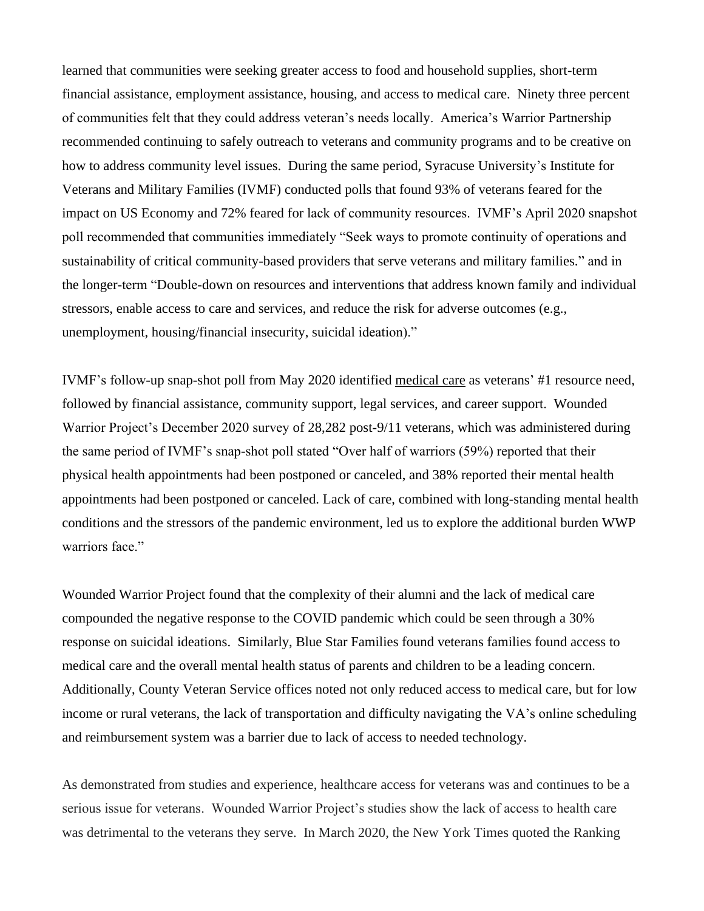learned that communities were seeking greater access to food and household supplies, short-term financial assistance, employment assistance, housing, and access to medical care. Ninety three percent of communities felt that they could address veteran's needs locally. America's Warrior Partnership recommended continuing to safely outreach to veterans and community programs and to be creative on how to address community level issues. During the same period, Syracuse University's Institute for Veterans and Military Families (IVMF) conducted polls that found 93% of veterans feared for the impact on US Economy and 72% feared for lack of community resources. IVMF's April 2020 snapshot poll recommended that communities immediately "Seek ways to promote continuity of operations and sustainability of critical community-based providers that serve veterans and military families." and in the longer-term "Double-down on resources and interventions that address known family and individual stressors, enable access to care and services, and reduce the risk for adverse outcomes (e.g., unemployment, housing/financial insecurity, suicidal ideation)."

IVMF's follow-up snap-shot poll from May 2020 identified <u>medical care</u> as veterans' #1 resource need, followed by financial assistance, community support, legal services, and career support. Wounded Warrior Project's December 2020 survey of 28,282 post-9/11 veterans, which was administered during the same period of IVMF's snap-shot poll stated "Over half of warriors (59%) reported that their physical health appointments had been postponed or canceled, and 38% reported their mental health appointments had been postponed or canceled. Lack of care, combined with long-standing mental health conditions and the stressors of the pandemic environment, led us to explore the additional burden WWP warriors face."

Wounded Warrior Project found that the complexity of their alumni and the lack of medical care compounded the negative response to the COVID pandemic which could be seen through a 30% response on suicidal ideations. Similarly, Blue Star Families found veterans families found access to medical care and the overall mental health status of parents and children to be a leading concern. Additionally, County Veteran Service offices noted not only reduced access to medical care, but for low income or rural veterans, the lack of transportation and difficulty navigating the VA's online scheduling and reimbursement system was a barrier due to lack of access to needed technology.

As demonstrated from studies and experience, healthcare access for veterans was and continues to be a serious issue for veterans. Wounded Warrior Project's studies show the lack of access to health care was detrimental to the veterans they serve. In March 2020, the New York Times quoted the Ranking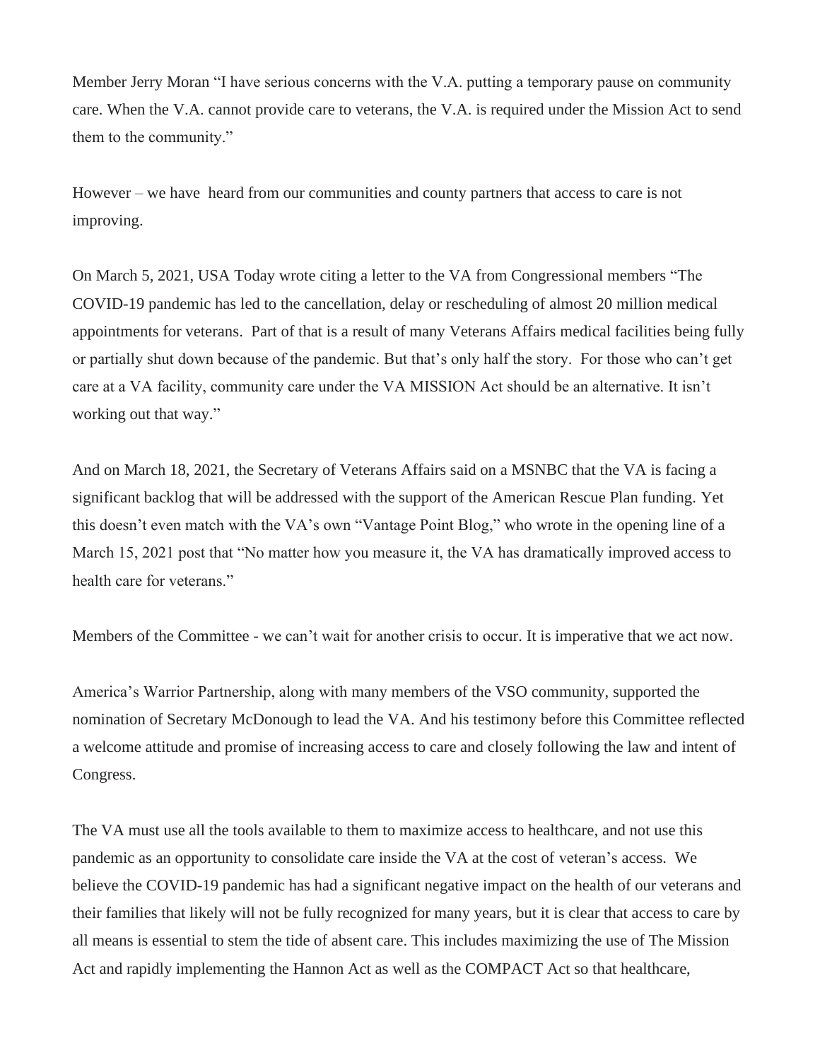Member Jerry Moran "I have serious concerns with the V.A. putting a temporary pause on community care. When the V.A. cannot provide care to veterans, the V.A. is required under the Mission Act to send them to the community."

However – we have heard from our communities and county partners that access to care is not improving.

On March 5, 2021, USA Today wrote citing a letter to the VA from Congressional members "The COVID-19 pandemic has led to the cancellation, delay or rescheduling of almost 20 million medical appointments for veterans. Part of that is a result of many Veterans Affairs medical facilities being fully or partially shut down because of the pandemic. But that's only half the story. For those who can't get care at a VA facility, community care under the VA MISSION Act should be an alternative. It isn't working out that way."

And on March 18, 2021, the Secretary of Veterans Affairs said on a MSNBC that the VA is facing a significant backlog that will be addressed with the support of the American Rescue Plan funding. Yet this doesn't even match with the VA's own "Vantage Point Blog," who wrote in the opening line of a March 15, 2021 post that "No matter how you measure it, the VA has dramatically improved access to health care for veterans."

Members of the Committee - we can't wait for another crisis to occur. It is imperative that we act now.

America's Warrior Partnership, along with many members of the VSO community, supported the nomination of Secretary McDonough to lead the VA. And his testimony before this Committee reflected a welcome attitude and promise of increasing access to care and closely following the law and intent of Congress.

The VA must use all the tools available to them to maximize access to healthcare, and not use this pandemic as an opportunity to consolidate care inside the VA at the cost of veteran's access. We believe the COVID-19 pandemic has had a significant negative impact on the health of our veterans and their families that likely will not be fully recognized for many years, but it is clear that access to care by all means is essential to stem the tide of absent care. This includes maximizing the use of The Mission Act and rapidly implementing the Hannon Act as well as the COMPACT Act so that healthcare,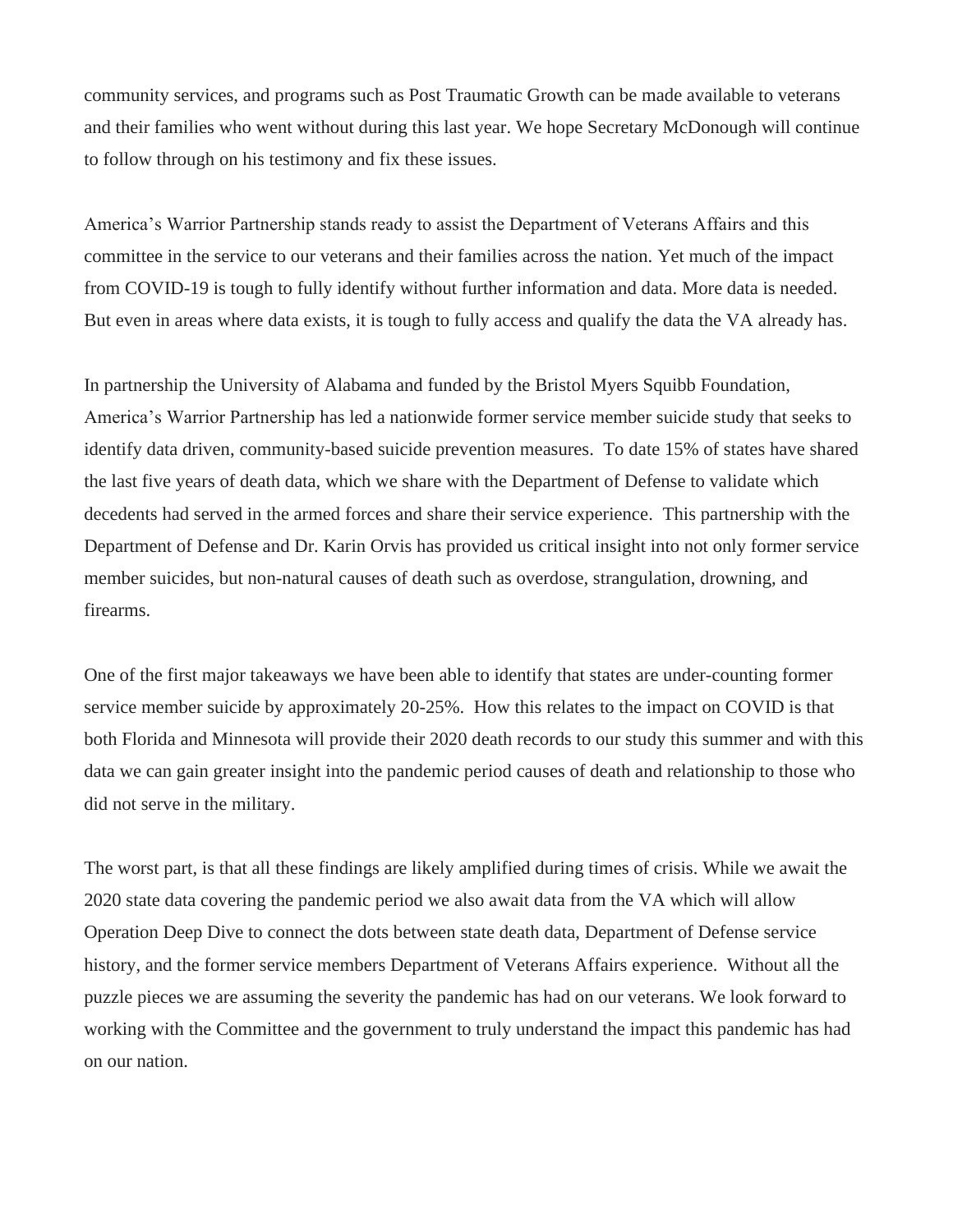community services, and programs such as Post Traumatic Growth can be made available to veterans and their families who went without during this last year. We hope Secretary McDonough will continue to follow through on his testimony and fix these issues.

America's Warrior Partnership stands ready to assist the Department of Veterans Affairs and this committee in the service to our veterans and their families across the nation. Yet much of the impact from COVID-19 is tough to fully identify without further information and data. More data is needed. But even in areas where data exists, it is tough to fully access and qualify the data the VA already has.

In partnership the University of Alabama and funded by the Bristol Myers Squibb Foundation, America's Warrior Partnership has led a nationwide former service member suicide study that seeks to identify data driven, community-based suicide prevention measures.  To date 15% of states have shared the last five years of death data, which we share with the Department of Defense to validate which decedents had served in the armed forces and share their service experience.  This partnership with the Department of Defense and Dr. Karin Orvis has provided us critical insight into not only former service member suicides, but non-natural causes of death such as overdose, strangulation, drowning, and firearms.

One of the first major takeaways we have been able to identify that states are under-counting former service member suicide by approximately 20-25%.  How this relates to the impact on COVID is that both Florida and Minnesota will provide their 2020 death records to our study this summer and with this data we can gain greater insight into the pandemic period causes of death and relationship to those who did not serve in the military.

The worst part, is that all these findings are likely amplified during times of crisis. While we await the 2020 state data covering the pandemic period we also await data from the VA which will allow Operation Deep Dive to connect the dots between state death data, Department of Defense service history, and the former service members Department of Veterans Affairs experience.  Without all the puzzle pieces we are assuming the severity the pandemic has had on our veterans. We look forward to working with the Committee and the government to truly understand the impact this pandemic has had on our nation.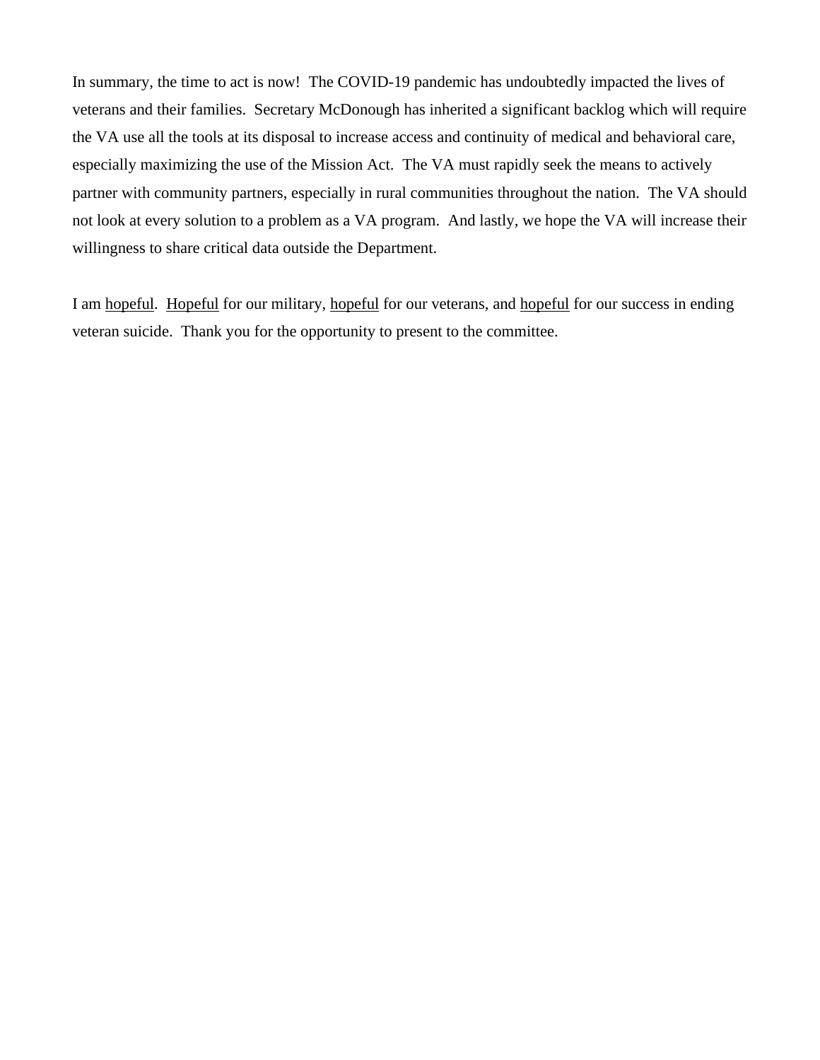In summary, the time to act is now!  The COVID-19 pandemic has undoubtedly impacted the lives of veterans and their families.  Secretary McDonough has inherited a significant backlog which will require the VA use all the tools at its disposal to increase access and continuity of medical and behavioral care, especially maximizing the use of the Mission Act.  The VA must rapidly seek the means to actively partner with community partners, especially in rural communities throughout the nation.  The VA should not look at every solution to a problem as a VA program.  And lastly, we hope the VA will increase their willingness to share critical data outside the Department.

I am <u>hopeful</u>.  <u>Hopeful</u> for our military, <u>hopeful</u> for our veterans, and <u>hopeful</u> for our success in ending veteran suicide.  Thank you for the opportunity to present to the committee.